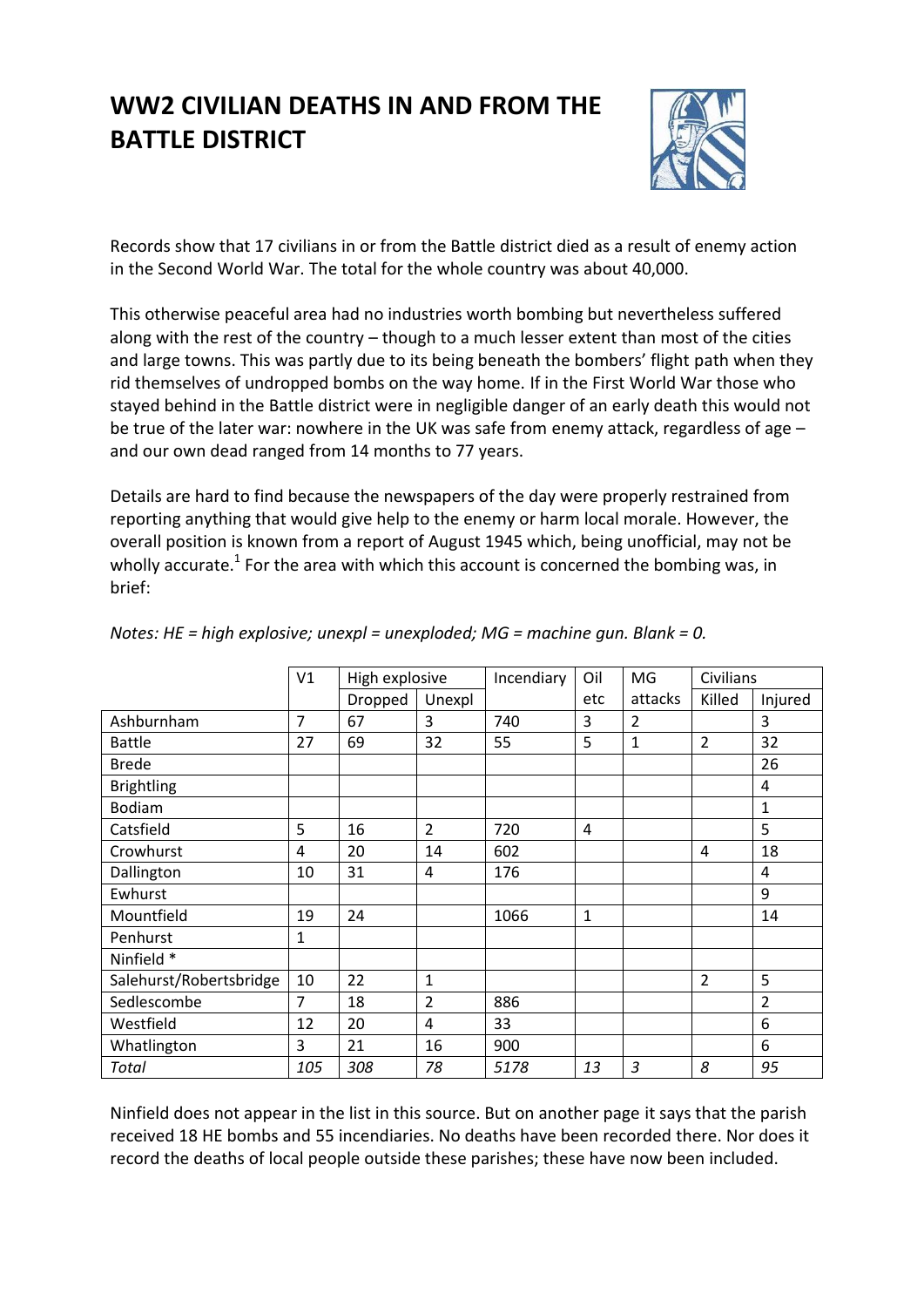# WW2 CIVILIAN DEATHS IN AND FROM THE BATTLE DISTRICT

Records show that 17 civilians in or from the Battle district died as a result of enemy action in the Second World War. The total for the whole country was about 40,000.

This otherwise peaceful area had no industries worth bombing but nevertheless suffered along with the rest of the country – though to a much lesser extent than most of the cities and large towns. This was partly due to its being beneath the bombers' flight path when they rid themselves of undropped bombs on the way home. If in the First World War those who stayed behind in the Battle district were in negligible danger of an early death this would not be true of the later war: nowhere in the UK was safe from enemy attack, regardless of age – and our own dead ranged from 14 months to 77 years.

Details are hard to find because the newspapers of the day were properly restrained from reporting anything that would give help to the enemy or harm local morale. However, the overall position is known from a report of August 1945 which, being unofficial, may not be wholly accurate.[1] For the area with which this account is concerned the bombing was, in brief:

*Notes: HE = high explosive; unexpl = unexploded; MG = machine gun. Blank = 0.*

| | V1 | High explosive | | Incendiary | Oil | MG | Civilians | |
|---|---|---|---|---|---|---|---|---|
| | | Dropped | Unexpl | | etc | attacks | Killed | Injured |
| Ashburnham | 7 | 67 | 3 | 740 | 3 | 2 | | 3 |
| Battle | 27 | 69 | 32 | 55 | 5 | 1 | 2 | 32 |
| Brede | | | | | | | | 26 |
| Brightling | | | | | | | | 4 |
| Bodiam | | | | | | | | 1 |
| Catsfield | 5 | 16 | 2 | 720 | 4 | | | 5 |
| Crowhurst | 4 | 20 | 14 | 602 | | | 4 | 18 |
| Dallington | 10 | 31 | 4 | 176 | | | | 4 |
| Ewhurst | | | | | | | | 9 |
| Mountfield | 19 | 24 | | 1066 | 1 | | | 14 |
| Penhurst | 1 | | | | | | | |
| Ninfield * | | | | | | | | |
| Salehurst/Robertsbridge | 10 | 22 | 1 | | | | 2 | 5 |
| Sedlescombe | 7 | 18 | 2 | 886 | | | | 2 |
| Westfield | 12 | 20 | 4 | 33 | | | | 6 |
| Whatlington | 3 | 21 | 16 | 900 | | | | 6 |
| *Total* | *105* | *308* | *78* | *5178* | *13* | *3* | *8* | *95* |

Ninfield does not appear in the list in this source. But on another page it says that the parish received 18 HE bombs and 55 incendiaries. No deaths have been recorded there. Nor does it record the deaths of local people outside these parishes; these have now been included.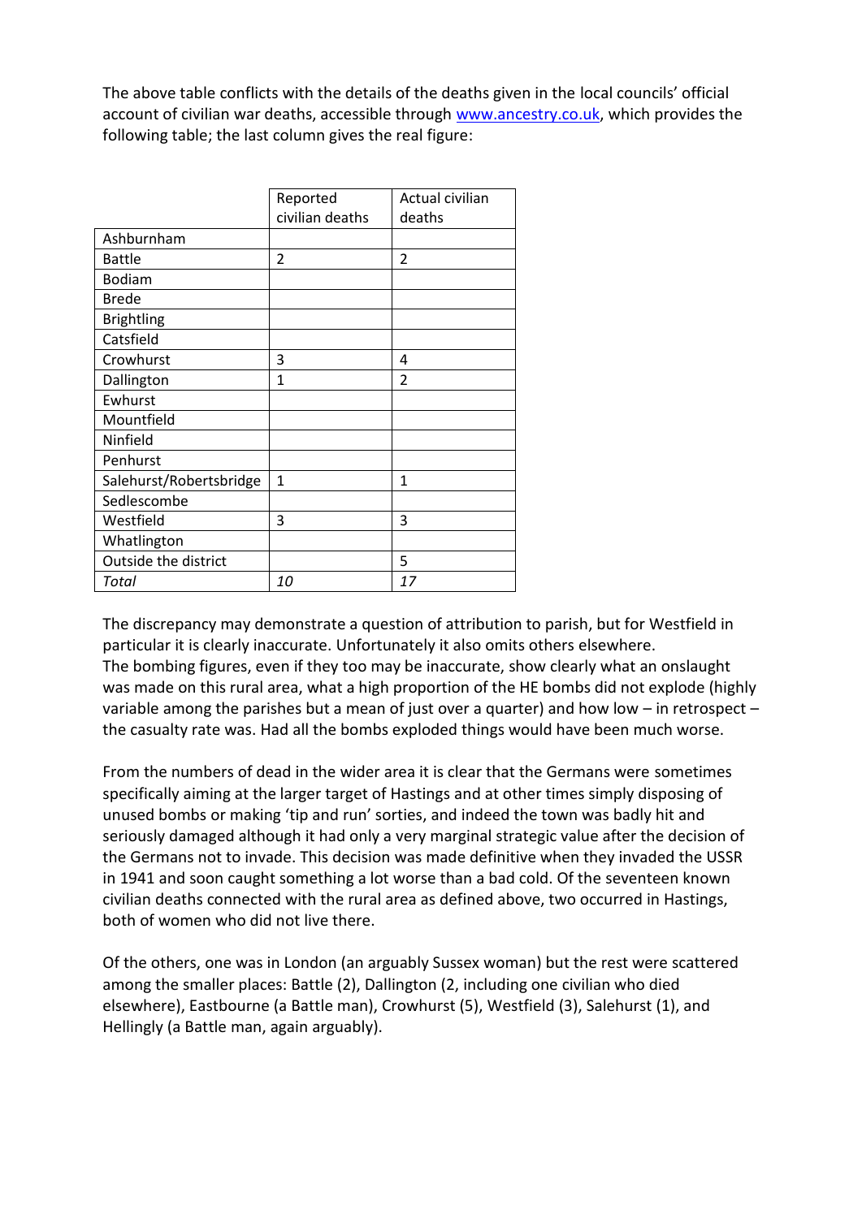The above table conflicts with the details of the deaths given in the local councils' official account of civilian war deaths, accessible through www.ancestry.co.uk, which provides the following table; the last column gives the real figure:

| | Reported civilian deaths | Actual civilian deaths |
|---|---|---|
| Ashburnham | | |
| Battle | 2 | 2 |
| Bodiam | | |
| Brede | | |
| Brightling | | |
| Catsfield | | |
| Crowhurst | 3 | 4 |
| Dallington | 1 | 2 |
| Ewhurst | | |
| Mountfield | | |
| Ninfield | | |
| Penhurst | | |
| Salehurst/Robertsbridge | 1 | 1 |
| Sedlescombe | | |
| Westfield | 3 | 3 |
| Whatlington | | |
| Outside the district | | 5 |
| *Total* | *10* | *17* |

The discrepancy may demonstrate a question of attribution to parish, but for Westfield in particular it is clearly inaccurate. Unfortunately it also omits others elsewhere.
The bombing figures, even if they too may be inaccurate, show clearly what an onslaught was made on this rural area, what a high proportion of the HE bombs did not explode (highly variable among the parishes but a mean of just over a quarter) and how low – in retrospect – the casualty rate was. Had all the bombs exploded things would have been much worse.

From the numbers of dead in the wider area it is clear that the Germans were sometimes specifically aiming at the larger target of Hastings and at other times simply disposing of unused bombs or making 'tip and run' sorties, and indeed the town was badly hit and seriously damaged although it had only a very marginal strategic value after the decision of the Germans not to invade. This decision was made definitive when they invaded the USSR in 1941 and soon caught something a lot worse than a bad cold. Of the seventeen known civilian deaths connected with the rural area as defined above, two occurred in Hastings, both of women who did not live there.

Of the others, one was in London (an arguably Sussex woman) but the rest were scattered among the smaller places: Battle (2), Dallington (2, including one civilian who died elsewhere), Eastbourne (a Battle man), Crowhurst (5), Westfield (3), Salehurst (1), and Hellingly (a Battle man, again arguably).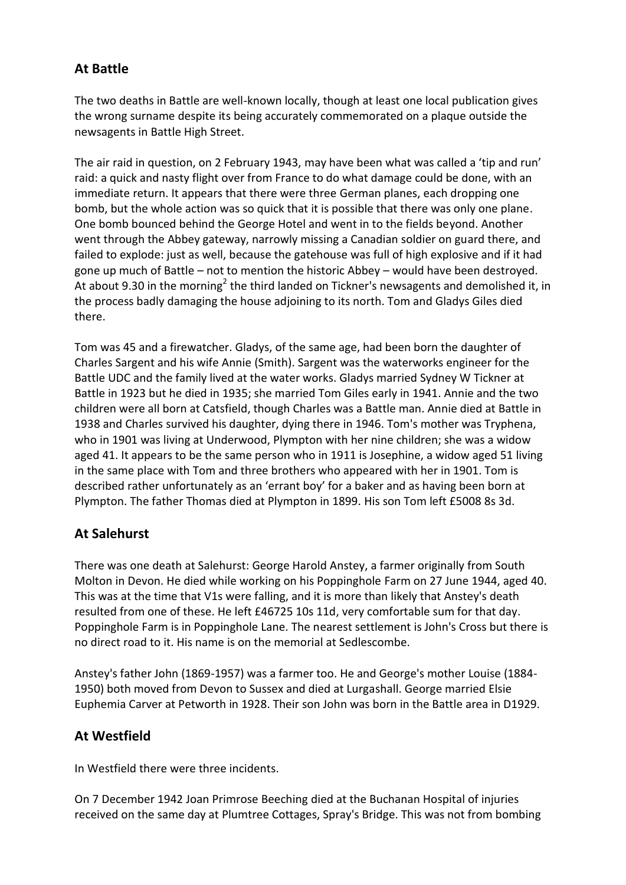## At Battle

The two deaths in Battle are well-known locally, though at least one local publication gives the wrong surname despite its being accurately commemorated on a plaque outside the newsagents in Battle High Street.

The air raid in question, on 2 February 1943, may have been what was called a 'tip and run' raid: a quick and nasty flight over from France to do what damage could be done, with an immediate return. It appears that there were three German planes, each dropping one bomb, but the whole action was so quick that it is possible that there was only one plane. One bomb bounced behind the George Hotel and went in to the fields beyond. Another went through the Abbey gateway, narrowly missing a Canadian soldier on guard there, and failed to explode: just as well, because the gatehouse was full of high explosive and if it had gone up much of Battle – not to mention the historic Abbey – would have been destroyed. At about 9.30 in the morning[2] the third landed on Tickner's newsagents and demolished it, in the process badly damaging the house adjoining to its north. Tom and Gladys Giles died there.

Tom was 45 and a firewatcher. Gladys, of the same age, had been born the daughter of Charles Sargent and his wife Annie (Smith). Sargent was the waterworks engineer for the Battle UDC and the family lived at the water works. Gladys married Sydney W Tickner at Battle in 1923 but he died in 1935; she married Tom Giles early in 1941. Annie and the two children were all born at Catsfield, though Charles was a Battle man. Annie died at Battle in 1938 and Charles survived his daughter, dying there in 1946. Tom's mother was Tryphena, who in 1901 was living at Underwood, Plympton with her nine children; she was a widow aged 41. It appears to be the same person who in 1911 is Josephine, a widow aged 51 living in the same place with Tom and three brothers who appeared with her in 1901. Tom is described rather unfortunately as an 'errant boy' for a baker and as having been born at Plympton. The father Thomas died at Plympton in 1899. His son Tom left £5008 8s 3d.

## At Salehurst

There was one death at Salehurst: George Harold Anstey, a farmer originally from South Molton in Devon. He died while working on his Poppinghole Farm on 27 June 1944, aged 40. This was at the time that V1s were falling, and it is more than likely that Anstey's death resulted from one of these. He left £46725 10s 11d, very comfortable sum for that day. Poppinghole Farm is in Poppinghole Lane. The nearest settlement is John's Cross but there is no direct road to it. His name is on the memorial at Sedlescombe.

Anstey's father John (1869-1957) was a farmer too. He and George's mother Louise (1884-1950) both moved from Devon to Sussex and died at Lurgashall. George married Elsie Euphemia Carver at Petworth in 1928. Their son John was born in the Battle area in D1929.

## At Westfield

In Westfield there were three incidents.

On 7 December 1942 Joan Primrose Beeching died at the Buchanan Hospital of injuries received on the same day at Plumtree Cottages, Spray's Bridge. This was not from bombing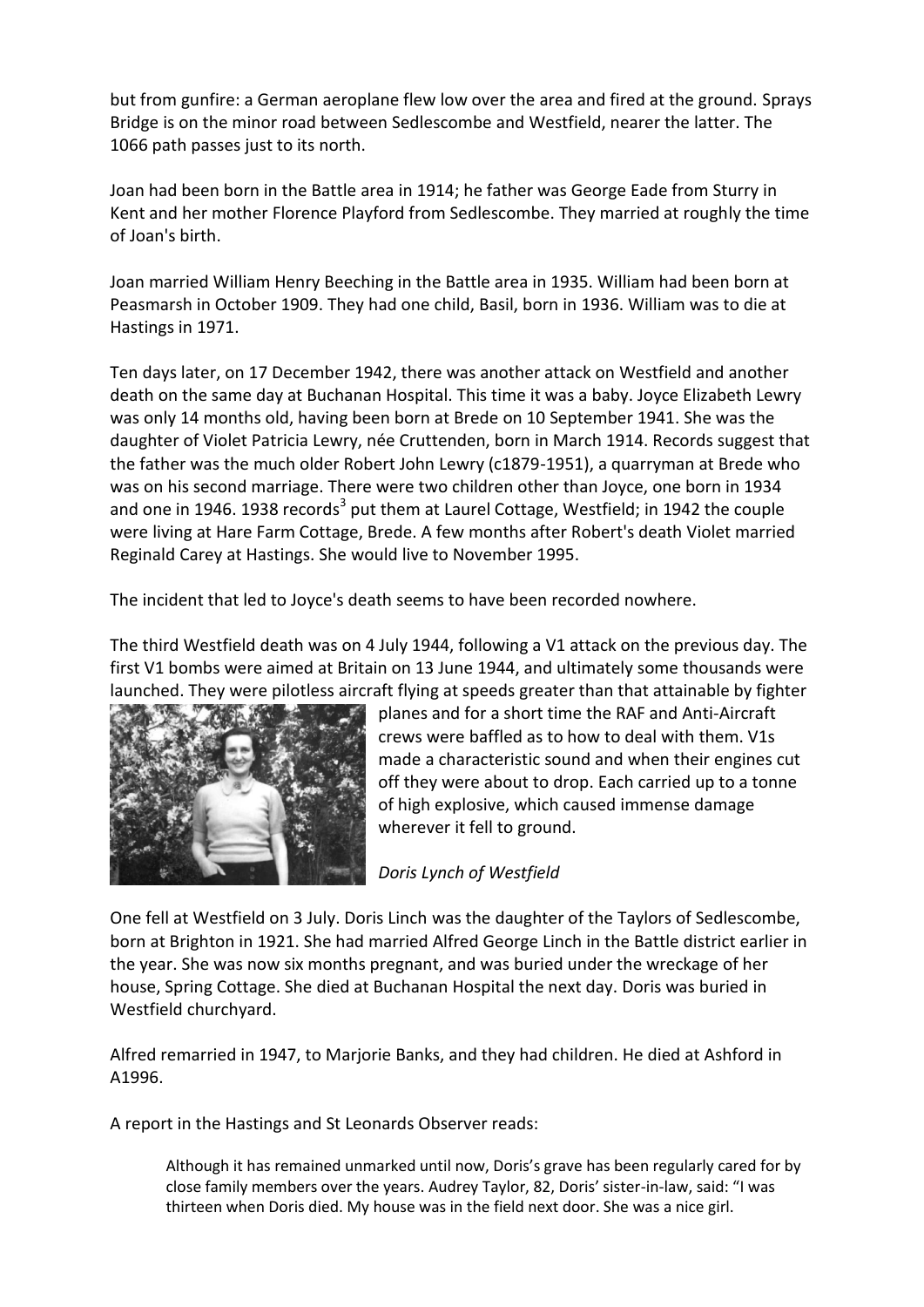but from gunfire: a German aeroplane flew low over the area and fired at the ground. Sprays Bridge is on the minor road between Sedlescombe and Westfield, nearer the latter. The 1066 path passes just to its north.

Joan had been born in the Battle area in 1914; he father was George Eade from Sturry in Kent and her mother Florence Playford from Sedlescombe. They married at roughly the time of Joan's birth.

Joan married William Henry Beeching in the Battle area in 1935. William had been born at Peasmarsh in October 1909. They had one child, Basil, born in 1936. William was to die at Hastings in 1971.

Ten days later, on 17 December 1942, there was another attack on Westfield and another death on the same day at Buchanan Hospital. This time it was a baby. Joyce Elizabeth Lewry was only 14 months old, having been born at Brede on 10 September 1941. She was the daughter of Violet Patricia Lewry, née Cruttenden, born in March 1914. Records suggest that the father was the much older Robert John Lewry (c1879-1951), a quarryman at Brede who was on his second marriage. There were two children other than Joyce, one born in 1934 and one in 1946. 1938 records[3] put them at Laurel Cottage, Westfield; in 1942 the couple were living at Hare Farm Cottage, Brede. A few months after Robert's death Violet married Reginald Carey at Hastings. She would live to November 1995.

The incident that led to Joyce's death seems to have been recorded nowhere.

The third Westfield death was on 4 July 1944, following a V1 attack on the previous day. The first V1 bombs were aimed at Britain on 13 June 1944, and ultimately some thousands were launched. They were pilotless aircraft flying at speeds greater than that attainable by fighter planes and for a short time the RAF and Anti-Aircraft crews were baffled as to how to deal with them. V1s made a characteristic sound and when their engines cut off they were about to drop. Each carried up to a tonne of high explosive, which caused immense damage wherever it fell to ground.

*Doris Lynch of Westfield*

One fell at Westfield on 3 July. Doris Linch was the daughter of the Taylors of Sedlescombe, born at Brighton in 1921. She had married Alfred George Linch in the Battle district earlier in the year. She was now six months pregnant, and was buried under the wreckage of her house, Spring Cottage. She died at Buchanan Hospital the next day. Doris was buried in Westfield churchyard.

Alfred remarried in 1947, to Marjorie Banks, and they had children. He died at Ashford in A1996.

A report in the Hastings and St Leonards Observer reads:

> Although it has remained unmarked until now, Doris's grave has been regularly cared for by close family members over the years. Audrey Taylor, 82, Doris' sister-in-law, said: "I was thirteen when Doris died. My house was in the field next door. She was a nice girl.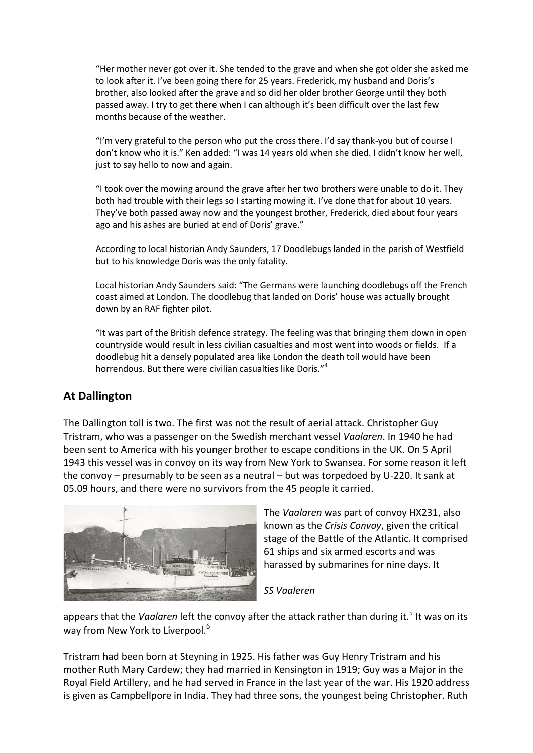"Her mother never got over it. She tended to the grave and when she got older she asked me to look after it. I've been going there for 25 years. Frederick, my husband and Doris's brother, also looked after the grave and so did her older brother George until they both passed away. I try to get there when I can although it's been difficult over the last few months because of the weather.

"I'm very grateful to the person who put the cross there. I'd say thank-you but of course I don't know who it is." Ken added: "I was 14 years old when she died. I didn't know her well, just to say hello to now and again.

"I took over the mowing around the grave after her two brothers were unable to do it. They both had trouble with their legs so I starting mowing it. I've done that for about 10 years. They've both passed away now and the youngest brother, Frederick, died about four years ago and his ashes are buried at end of Doris' grave."

According to local historian Andy Saunders, 17 Doodlebugs landed in the parish of Westfield but to his knowledge Doris was the only fatality.

Local historian Andy Saunders said: "The Germans were launching doodlebugs off the French coast aimed at London. The doodlebug that landed on Doris' house was actually brought down by an RAF fighter pilot.

"It was part of the British defence strategy. The feeling was that bringing them down in open countryside would result in less civilian casualties and most went into woods or fields. If a doodlebug hit a densely populated area like London the death toll would have been horrendous. But there were civilian casualties like Doris."[4]

## At Dallington

The Dallington toll is two. The first was not the result of aerial attack. Christopher Guy Tristram, who was a passenger on the Swedish merchant vessel *Vaalaren*. In 1940 he had been sent to America with his younger brother to escape conditions in the UK. On 5 April 1943 this vessel was in convoy on its way from New York to Swansea. For some reason it left the convoy – presumably to be seen as a neutral – but was torpedoed by U-220. It sank at 05.09 hours, and there were no survivors from the 45 people it carried.

*SS Vaaleren*

The *Vaalaren* was part of convoy HX231, also known as the *Crisis Convoy*, given the critical stage of the Battle of the Atlantic. It comprised 61 ships and six armed escorts and was harassed by submarines for nine days. It appears that the *Vaalaren* left the convoy after the attack rather than during it.[5] It was on its way from New York to Liverpool.[6]

Tristram had been born at Steyning in 1925. His father was Guy Henry Tristram and his mother Ruth Mary Cardew; they had married in Kensington in 1919; Guy was a Major in the Royal Field Artillery, and he had served in France in the last year of the war. His 1920 address is given as Campbellpore in India. They had three sons, the youngest being Christopher. Ruth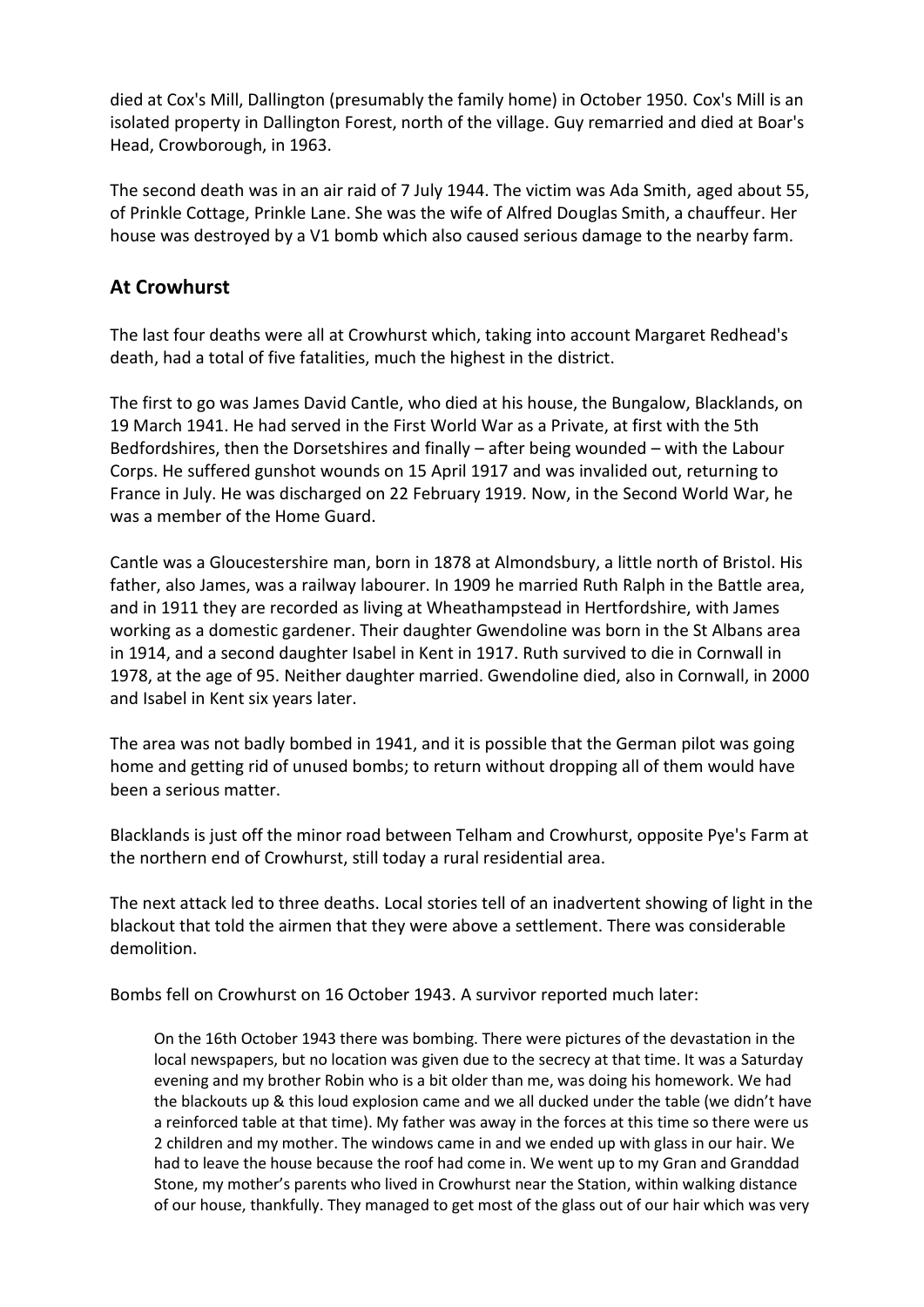died at Cox's Mill, Dallington (presumably the family home) in October 1950. Cox's Mill is an isolated property in Dallington Forest, north of the village. Guy remarried and died at Boar's Head, Crowborough, in 1963.

The second death was in an air raid of 7 July 1944. The victim was Ada Smith, aged about 55, of Prinkle Cottage, Prinkle Lane. She was the wife of Alfred Douglas Smith, a chauffeur. Her house was destroyed by a V1 bomb which also caused serious damage to the nearby farm.

## At Crowhurst

The last four deaths were all at Crowhurst which, taking into account Margaret Redhead's death, had a total of five fatalities, much the highest in the district.

The first to go was James David Cantle, who died at his house, the Bungalow, Blacklands, on 19 March 1941. He had served in the First World War as a Private, at first with the 5th Bedfordshires, then the Dorsetshires and finally – after being wounded – with the Labour Corps. He suffered gunshot wounds on 15 April 1917 and was invalided out, returning to France in July. He was discharged on 22 February 1919. Now, in the Second World War, he was a member of the Home Guard.

Cantle was a Gloucestershire man, born in 1878 at Almondsbury, a little north of Bristol. His father, also James, was a railway labourer. In 1909 he married Ruth Ralph in the Battle area, and in 1911 they are recorded as living at Wheathampstead in Hertfordshire, with James working as a domestic gardener. Their daughter Gwendoline was born in the St Albans area in 1914, and a second daughter Isabel in Kent in 1917. Ruth survived to die in Cornwall in 1978, at the age of 95. Neither daughter married. Gwendoline died, also in Cornwall, in 2000 and Isabel in Kent six years later.

The area was not badly bombed in 1941, and it is possible that the German pilot was going home and getting rid of unused bombs; to return without dropping all of them would have been a serious matter.

Blacklands is just off the minor road between Telham and Crowhurst, opposite Pye's Farm at the northern end of Crowhurst, still today a rural residential area.

The next attack led to three deaths. Local stories tell of an inadvertent showing of light in the blackout that told the airmen that they were above a settlement. There was considerable demolition.

Bombs fell on Crowhurst on 16 October 1943. A survivor reported much later:

> On the 16th October 1943 there was bombing. There were pictures of the devastation in the local newspapers, but no location was given due to the secrecy at that time. It was a Saturday evening and my brother Robin who is a bit older than me, was doing his homework. We had the blackouts up & this loud explosion came and we all ducked under the table (we didn't have a reinforced table at that time). My father was away in the forces at this time so there were us 2 children and my mother. The windows came in and we ended up with glass in our hair. We had to leave the house because the roof had come in. We went up to my Gran and Granddad Stone, my mother's parents who lived in Crowhurst near the Station, within walking distance of our house, thankfully. They managed to get most of the glass out of our hair which was very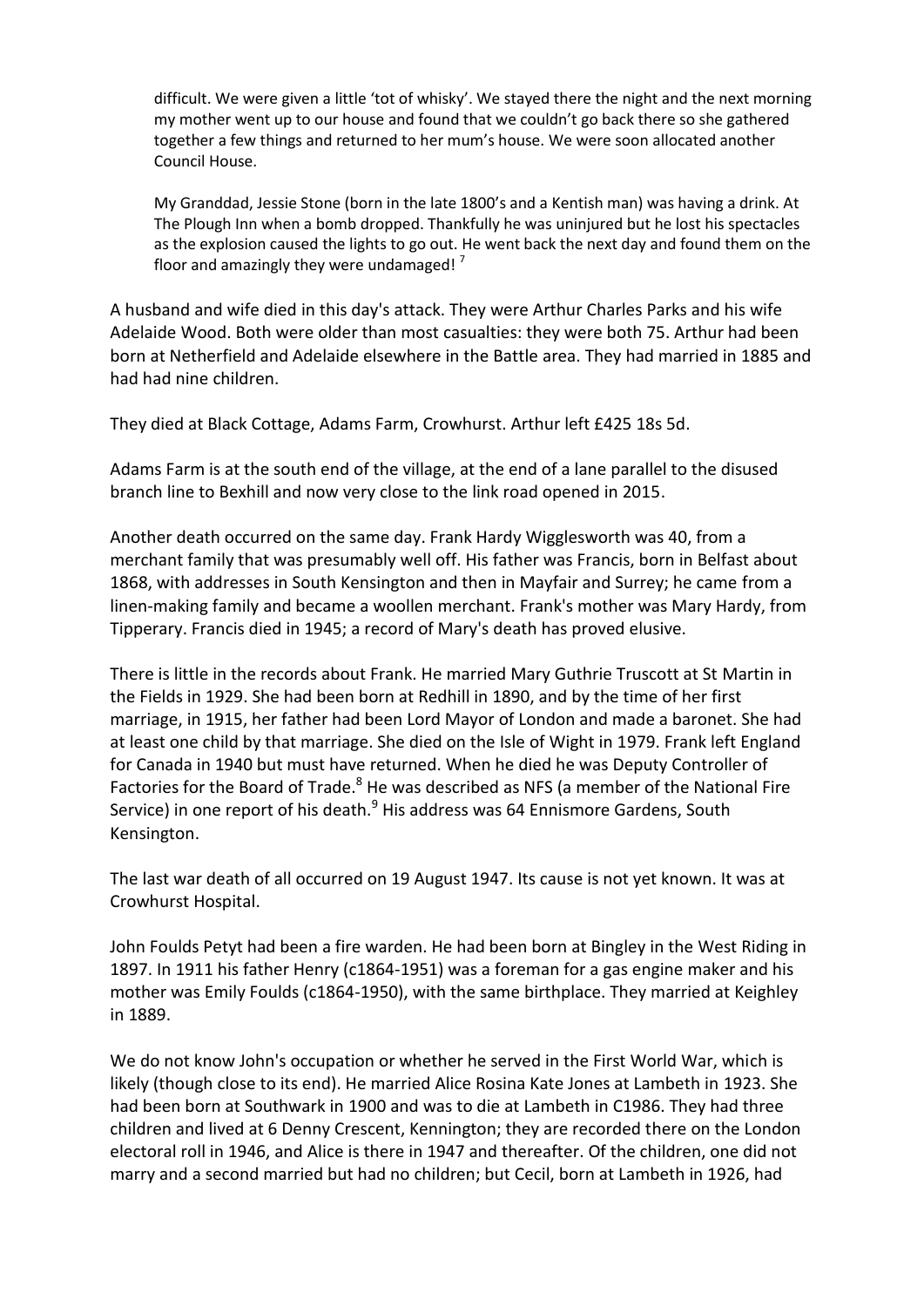> difficult. We were given a little 'tot of whisky'. We stayed there the night and the next morning my mother went up to our house and found that we couldn't go back there so she gathered together a few things and returned to her mum's house. We were soon allocated another Council House.
>
> My Granddad, Jessie Stone (born in the late 1800's and a Kentish man) was having a drink. At The Plough Inn when a bomb dropped. Thankfully he was uninjured but he lost his spectacles as the explosion caused the lights to go out. He went back the next day and found them on the floor and amazingly they were undamaged! [7]

A husband and wife died in this day's attack. They were Arthur Charles Parks and his wife Adelaide Wood. Both were older than most casualties: they were both 75. Arthur had been born at Netherfield and Adelaide elsewhere in the Battle area. They had married in 1885 and had had nine children.

They died at Black Cottage, Adams Farm, Crowhurst. Arthur left £425 18s 5d.

Adams Farm is at the south end of the village, at the end of a lane parallel to the disused branch line to Bexhill and now very close to the link road opened in 2015.

Another death occurred on the same day. Frank Hardy Wigglesworth was 40, from a merchant family that was presumably well off. His father was Francis, born in Belfast about 1868, with addresses in South Kensington and then in Mayfair and Surrey; he came from a linen-making family and became a woollen merchant. Frank's mother was Mary Hardy, from Tipperary. Francis died in 1945; a record of Mary's death has proved elusive.

There is little in the records about Frank. He married Mary Guthrie Truscott at St Martin in the Fields in 1929. She had been born at Redhill in 1890, and by the time of her first marriage, in 1915, her father had been Lord Mayor of London and made a baronet. She had at least one child by that marriage. She died on the Isle of Wight in 1979. Frank left England for Canada in 1940 but must have returned. When he died he was Deputy Controller of Factories for the Board of Trade.[8] He was described as NFS (a member of the National Fire Service) in one report of his death.[9] His address was 64 Ennismore Gardens, South Kensington.

The last war death of all occurred on 19 August 1947. Its cause is not yet known. It was at Crowhurst Hospital.

John Foulds Petyt had been a fire warden. He had been born at Bingley in the West Riding in 1897. In 1911 his father Henry (c1864-1951) was a foreman for a gas engine maker and his mother was Emily Foulds (c1864-1950), with the same birthplace. They married at Keighley in 1889.

We do not know John's occupation or whether he served in the First World War, which is likely (though close to its end). He married Alice Rosina Kate Jones at Lambeth in 1923. She had been born at Southwark in 1900 and was to die at Lambeth in C1986. They had three children and lived at 6 Denny Crescent, Kennington; they are recorded there on the London electoral roll in 1946, and Alice is there in 1947 and thereafter. Of the children, one did not marry and a second married but had no children; but Cecil, born at Lambeth in 1926, had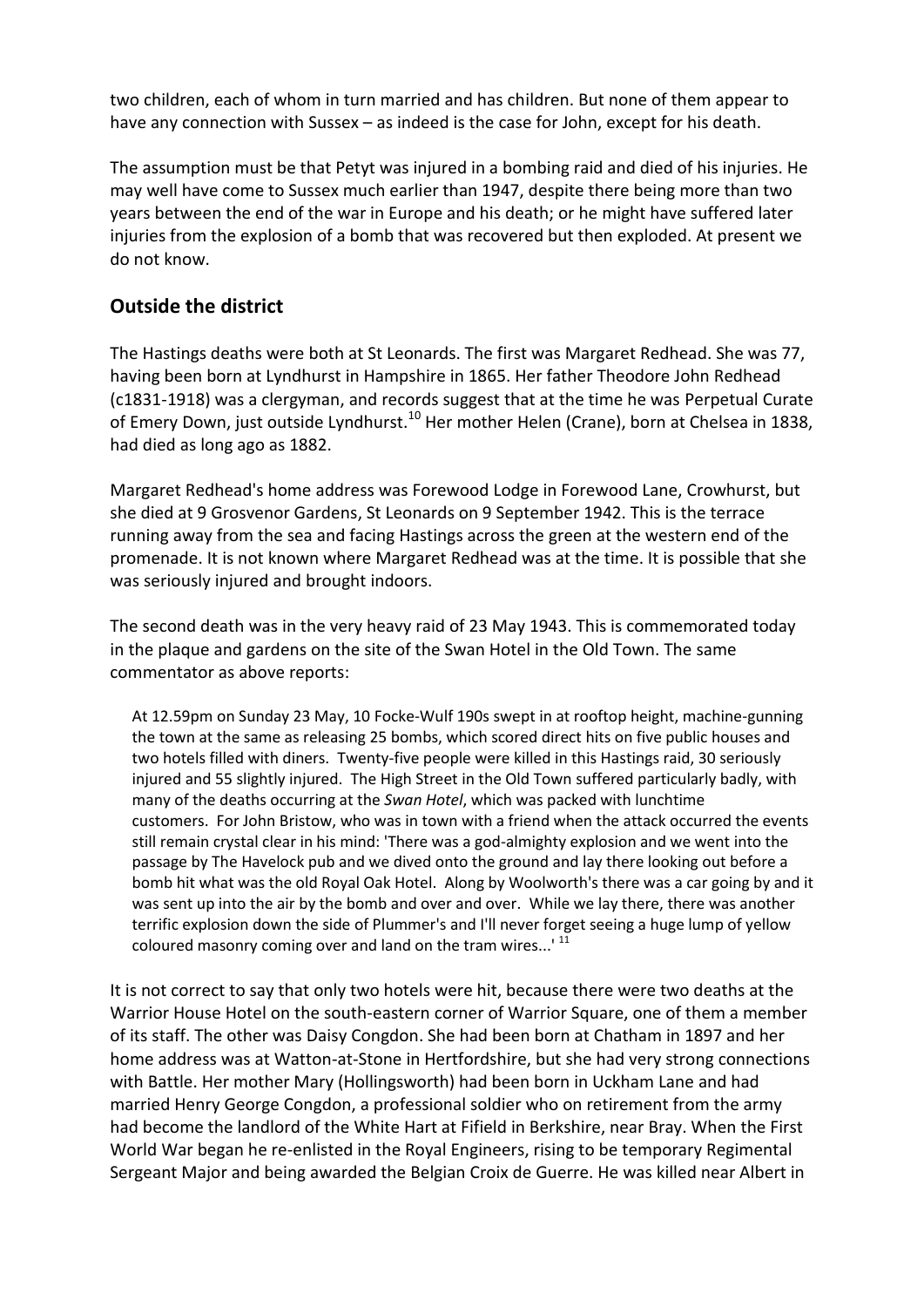two children, each of whom in turn married and has children. But none of them appear to have any connection with Sussex – as indeed is the case for John, except for his death.

The assumption must be that Petyt was injured in a bombing raid and died of his injuries. He may well have come to Sussex much earlier than 1947, despite there being more than two years between the end of the war in Europe and his death; or he might have suffered later injuries from the explosion of a bomb that was recovered but then exploded. At present we do not know.

## Outside the district

The Hastings deaths were both at St Leonards. The first was Margaret Redhead. She was 77, having been born at Lyndhurst in Hampshire in 1865. Her father Theodore John Redhead (c1831-1918) was a clergyman, and records suggest that at the time he was Perpetual Curate of Emery Down, just outside Lyndhurst.[10] Her mother Helen (Crane), born at Chelsea in 1838, had died as long ago as 1882.

Margaret Redhead's home address was Forewood Lodge in Forewood Lane, Crowhurst, but she died at 9 Grosvenor Gardens, St Leonards on 9 September 1942. This is the terrace running away from the sea and facing Hastings across the green at the western end of the promenade. It is not known where Margaret Redhead was at the time. It is possible that she was seriously injured and brought indoors.

The second death was in the very heavy raid of 23 May 1943. This is commemorated today in the plaque and gardens on the site of the Swan Hotel in the Old Town. The same commentator as above reports:

> At 12.59pm on Sunday 23 May, 10 Focke-Wulf 190s swept in at rooftop height, machine-gunning the town at the same as releasing 25 bombs, which scored direct hits on five public houses and two hotels filled with diners. Twenty-five people were killed in this Hastings raid, 30 seriously injured and 55 slightly injured. The High Street in the Old Town suffered particularly badly, with many of the deaths occurring at the *Swan Hotel*, which was packed with lunchtime customers. For John Bristow, who was in town with a friend when the attack occurred the events still remain crystal clear in his mind: 'There was a god-almighty explosion and we went into the passage by The Havelock pub and we dived onto the ground and lay there looking out before a bomb hit what was the old Royal Oak Hotel. Along by Woolworth's there was a car going by and it was sent up into the air by the bomb and over and over. While we lay there, there was another terrific explosion down the side of Plummer's and I'll never forget seeing a huge lump of yellow coloured masonry coming over and land on the tram wires...' [11]

It is not correct to say that only two hotels were hit, because there were two deaths at the Warrior House Hotel on the south-eastern corner of Warrior Square, one of them a member of its staff. The other was Daisy Congdon. She had been born at Chatham in 1897 and her home address was at Watton-at-Stone in Hertfordshire, but she had very strong connections with Battle. Her mother Mary (Hollingsworth) had been born in Uckham Lane and had married Henry George Congdon, a professional soldier who on retirement from the army had become the landlord of the White Hart at Fifield in Berkshire, near Bray. When the First World War began he re-enlisted in the Royal Engineers, rising to be temporary Regimental Sergeant Major and being awarded the Belgian Croix de Guerre. He was killed near Albert in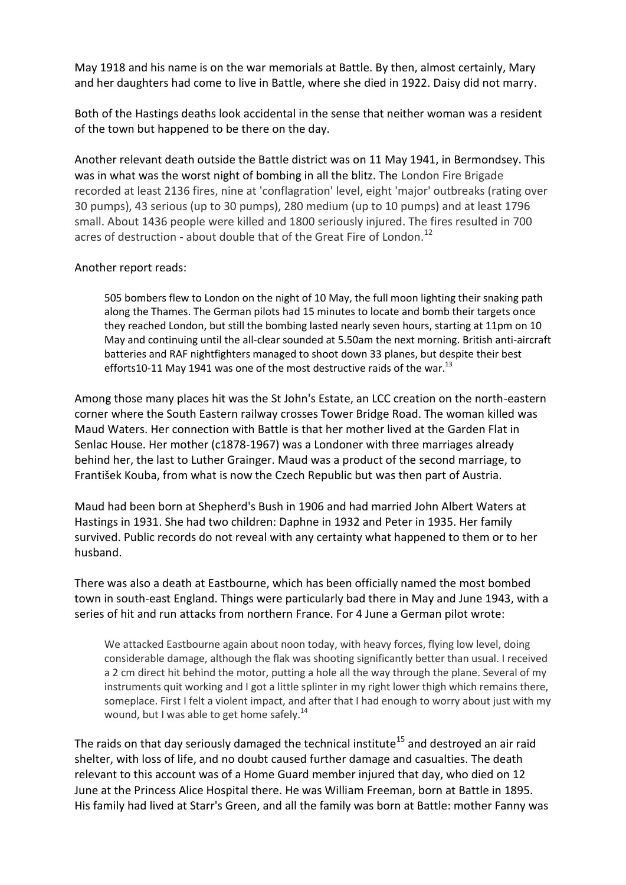May 1918 and his name is on the war memorials at Battle. By then, almost certainly, Mary and her daughters had come to live in Battle, where she died in 1922. Daisy did not marry.

Both of the Hastings deaths look accidental in the sense that neither woman was a resident of the town but happened to be there on the day.

Another relevant death outside the Battle district was on 11 May 1941, in Bermondsey. This was in what was the worst night of bombing in all the blitz. The London Fire Brigade recorded at least 2136 fires, nine at 'conflagration' level, eight 'major' outbreaks (rating over 30 pumps), 43 serious (up to 30 pumps), 280 medium (up to 10 pumps) and at least 1796 small. About 1436 people were killed and 1800 seriously injured. The fires resulted in 700 acres of destruction - about double that of the Great Fire of London.[12]

Another report reads:

> 505 bombers flew to London on the night of 10 May, the full moon lighting their snaking path along the Thames. The German pilots had 15 minutes to locate and bomb their targets once they reached London, but still the bombing lasted nearly seven hours, starting at 11pm on 10 May and continuing until the all-clear sounded at 5.50am the next morning. British anti-aircraft batteries and RAF nightfighters managed to shoot down 33 planes, but despite their best efforts10-11 May 1941 was one of the most destructive raids of the war.[13]

Among those many places hit was the St John's Estate, an LCC creation on the north-eastern corner where the South Eastern railway crosses Tower Bridge Road. The woman killed was Maud Waters. Her connection with Battle is that her mother lived at the Garden Flat in Senlac House. Her mother (c1878-1967) was a Londoner with three marriages already behind her, the last to Luther Grainger. Maud was a product of the second marriage, to František Kouba, from what is now the Czech Republic but was then part of Austria.

Maud had been born at Shepherd's Bush in 1906 and had married John Albert Waters at Hastings in 1931. She had two children: Daphne in 1932 and Peter in 1935. Her family survived. Public records do not reveal with any certainty what happened to them or to her husband.

There was also a death at Eastbourne, which has been officially named the most bombed town in south-east England. Things were particularly bad there in May and June 1943, with a series of hit and run attacks from northern France. For 4 June a German pilot wrote:

> We attacked Eastbourne again about noon today, with heavy forces, flying low level, doing considerable damage, although the flak was shooting significantly better than usual. I received a 2 cm direct hit behind the motor, putting a hole all the way through the plane. Several of my instruments quit working and I got a little splinter in my right lower thigh which remains there, someplace. First I felt a violent impact, and after that I had enough to worry about just with my wound, but I was able to get home safely.[14]

The raids on that day seriously damaged the technical institute[15] and destroyed an air raid shelter, with loss of life, and no doubt caused further damage and casualties. The death relevant to this account was of a Home Guard member injured that day, who died on 12 June at the Princess Alice Hospital there. He was William Freeman, born at Battle in 1895. His family had lived at Starr's Green, and all the family was born at Battle: mother Fanny was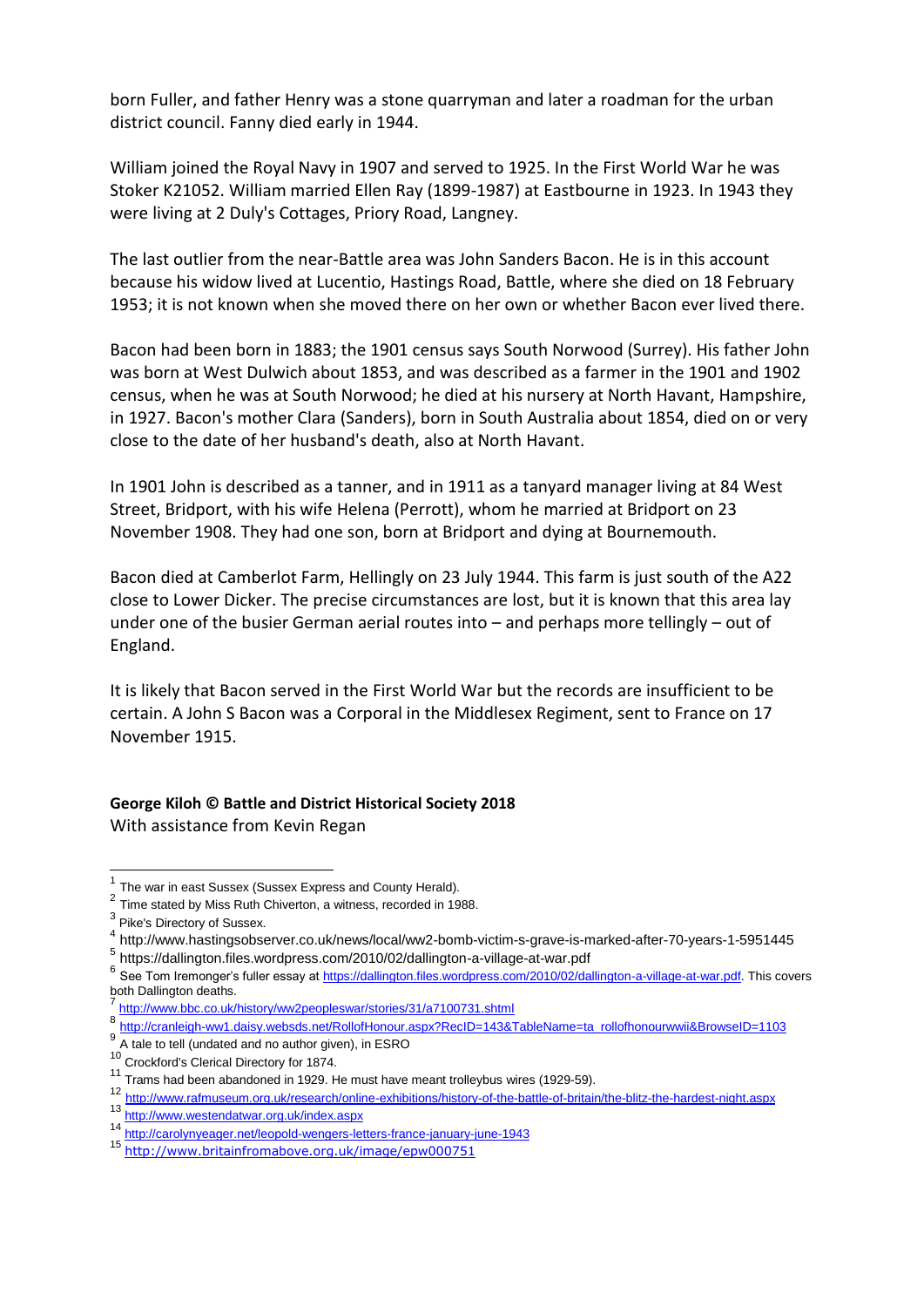born Fuller, and father Henry was a stone quarryman and later a roadman for the urban district council. Fanny died early in 1944.

William joined the Royal Navy in 1907 and served to 1925. In the First World War he was Stoker K21052. William married Ellen Ray (1899-1987) at Eastbourne in 1923. In 1943 they were living at 2 Duly's Cottages, Priory Road, Langney.

The last outlier from the near-Battle area was John Sanders Bacon. He is in this account because his widow lived at Lucentio, Hastings Road, Battle, where she died on 18 February 1953; it is not known when she moved there on her own or whether Bacon ever lived there.

Bacon had been born in 1883; the 1901 census says South Norwood (Surrey). His father John was born at West Dulwich about 1853, and was described as a farmer in the 1901 and 1902 census, when he was at South Norwood; he died at his nursery at North Havant, Hampshire, in 1927. Bacon's mother Clara (Sanders), born in South Australia about 1854, died on or very close to the date of her husband's death, also at North Havant.

In 1901 John is described as a tanner, and in 1911 as a tanyard manager living at 84 West Street, Bridport, with his wife Helena (Perrott), whom he married at Bridport on 23 November 1908. They had one son, born at Bridport and dying at Bournemouth.

Bacon died at Camberlot Farm, Hellingly on 23 July 1944. This farm is just south of the A22 close to Lower Dicker. The precise circumstances are lost, but it is known that this area lay under one of the busier German aerial routes into – and perhaps more tellingly – out of England.

It is likely that Bacon served in the First World War but the records are insufficient to be certain. A John S Bacon was a Corporal in the Middlesex Regiment, sent to France on 17 November 1915.

**George Kiloh © Battle and District Historical Society 2018**
With assistance from Kevin Regan

---

[1] The war in east Sussex (Sussex Express and County Herald).

[2] Time stated by Miss Ruth Chiverton, a witness, recorded in 1988.

[3] Pike's Directory of Sussex.

[4] http://www.hastingsobserver.co.uk/news/local/ww2-bomb-victim-s-grave-is-marked-after-70-years-1-5951445

[5] https://dallington.files.wordpress.com/2010/02/dallington-a-village-at-war.pdf

[6] See Tom Iremonger's fuller essay at https://dallington.files.wordpress.com/2010/02/dallington-a-village-at-war.pdf. This covers both Dallington deaths.

[7] http://www.bbc.co.uk/history/ww2peopleswar/stories/31/a7100731.shtml

[8] http://cranleigh-ww1.daisy.websds.net/RollofHonour.aspx?RecID=143&TableName=ta_rollofhonourwwii&BrowseID=1103

[9] A tale to tell (undated and no author given), in ESRO

[10] Crockford's Clerical Directory for 1874.

[11] Trams had been abandoned in 1929. He must have meant trolleybus wires (1929-59).

[12] http://www.rafmuseum.org.uk/research/online-exhibitions/history-of-the-battle-of-britain/the-blitz-the-hardest-night.aspx

[13] http://www.westendatwar.org.uk/index.aspx

[14] http://carolynyeager.net/leopold-wengers-letters-france-january-june-1943

[15] http://www.britainfromabove.org.uk/image/epw000751